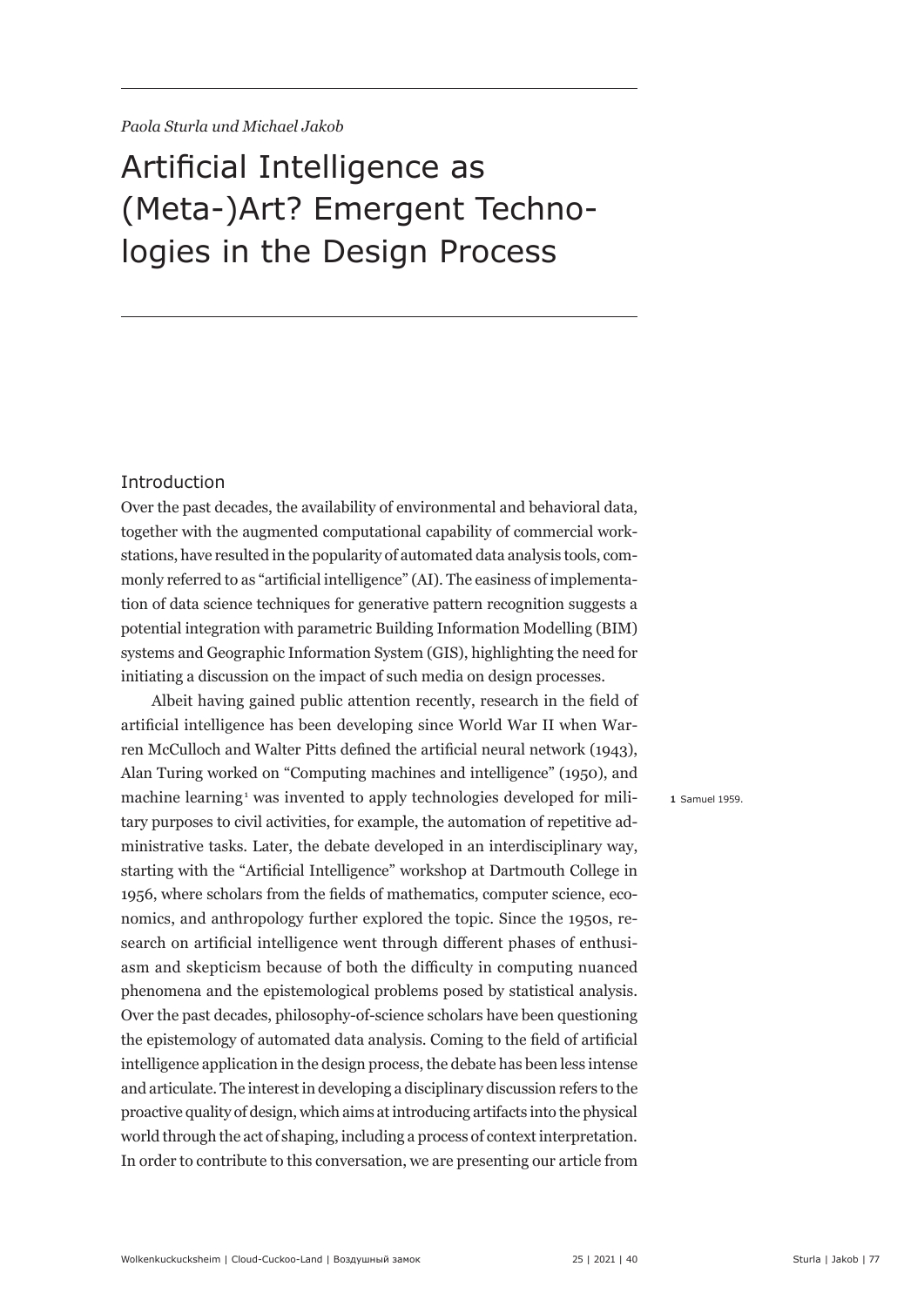*Paola Sturla und Michael Jakob*

# Artificial Intelligence as (Meta-)Art? Emergent Technologies in the Design Process

## Introduction

Over the past decades, the availability of environmental and behavioral data, together with the augmented computational capability of commercial workstations, have resulted in the popularity of automated data analysis tools, commonly referred to as "artificial intelligence" (AI). The easiness of implementation of data science techniques for generative pattern recognition suggests a potential integration with parametric Building Information Modelling (BIM) systems and Geographic Information System (GIS), highlighting the need for initiating a discussion on the impact of such media on design processes.

Albeit having gained public attention recently, research in the field of artificial intelligence has been developing since World War II when Warren McCulloch and Walter Pitts defined the artificial neural network (1943), Alan Turing worked on "Computing machines and intelligence" (1950), and machine learning[1] was invented to apply technologies developed for military purposes to civil activities, for example, the automation of repetitive administrative tasks. Later, the debate developed in an interdisciplinary way, starting with the "Artificial Intelligence" workshop at Dartmouth College in 1956, where scholars from the fields of mathematics, computer science, economics, and anthropology further explored the topic. Since the 1950s, research on artificial intelligence went through different phases of enthusiasm and skepticism because of both the difficulty in computing nuanced phenomena and the epistemological problems posed by statistical analysis. Over the past decades, philosophy-of-science scholars have been questioning the epistemology of automated data analysis. Coming to the field of artificial intelligence application in the design process, the debate has been less intense and articulate. The interest in developing a disciplinary discussion refers to the proactive quality of design, which aims at introducing artifacts into the physical world through the act of shaping, including a process of context interpretation. In order to contribute to this conversation, we are presenting our article from

[1] Samuel 1959.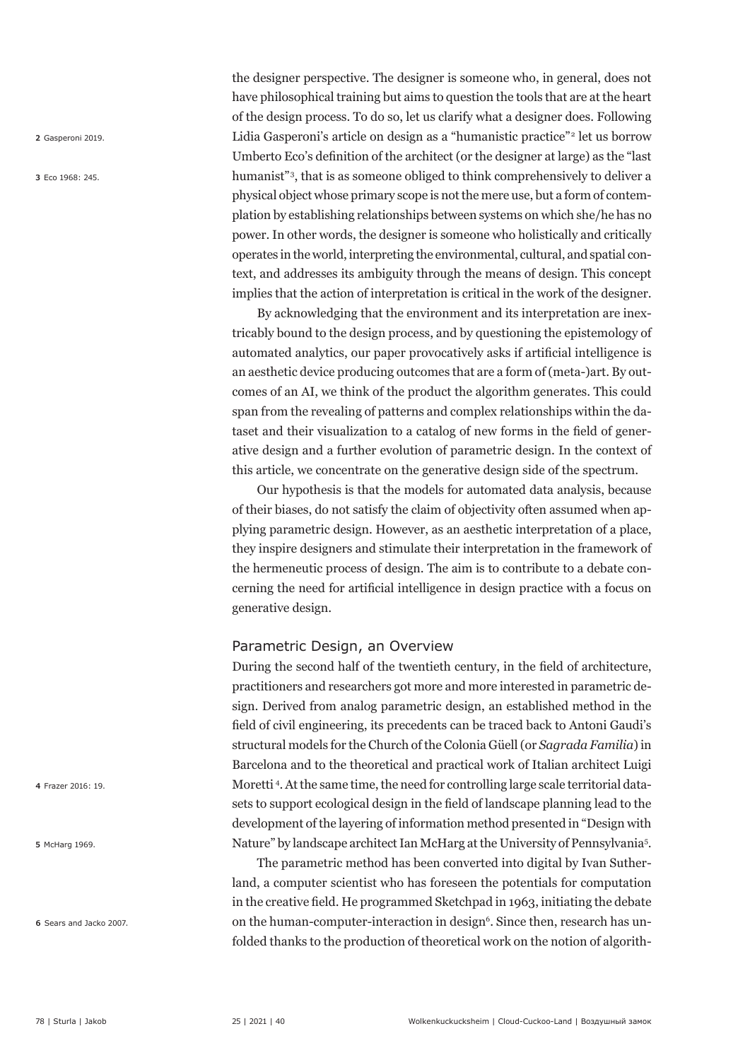the designer perspective. The designer is someone who, in general, does not have philosophical training but aims to question the tools that are at the heart of the design process. To do so, let us clarify what a designer does. Following Lidia Gasperoni's article on design as a "humanistic practice"[2] let us borrow Umberto Eco's definition of the architect (or the designer at large) as the "last humanist"[3], that is as someone obliged to think comprehensively to deliver a physical object whose primary scope is not the mere use, but a form of contemplation by establishing relationships between systems on which she/he has no power. In other words, the designer is someone who holistically and critically operates in the world, interpreting the environmental, cultural, and spatial context, and addresses its ambiguity through the means of design. This concept implies that the action of interpretation is critical in the work of the designer.

By acknowledging that the environment and its interpretation are inextricably bound to the design process, and by questioning the epistemology of automated analytics, our paper provocatively asks if artificial intelligence is an aesthetic device producing outcomes that are a form of (meta-)art. By outcomes of an AI, we think of the product the algorithm generates. This could span from the revealing of patterns and complex relationships within the dataset and their visualization to a catalog of new forms in the field of generative design and a further evolution of parametric design. In the context of this article, we concentrate on the generative design side of the spectrum.

Our hypothesis is that the models for automated data analysis, because of their biases, do not satisfy the claim of objectivity often assumed when applying parametric design. However, as an aesthetic interpretation of a place, they inspire designers and stimulate their interpretation in the framework of the hermeneutic process of design. The aim is to contribute to a debate concerning the need for artificial intelligence in design practice with a focus on generative design.

## Parametric Design, an Overview

During the second half of the twentieth century, in the field of architecture, practitioners and researchers got more and more interested in parametric design. Derived from analog parametric design, an established method in the field of civil engineering, its precedents can be traced back to Antoni Gaudi's structural models for the Church of the Colonia Güell (or *Sagrada Familia*) in Barcelona and to the theoretical and practical work of Italian architect Luigi Moretti[4]. At the same time, the need for controlling large scale territorial datasets to support ecological design in the field of landscape planning lead to the development of the layering of information method presented in "Design with Nature" by landscape architect Ian McHarg at the University of Pennsylvania[5].

The parametric method has been converted into digital by Ivan Sutherland, a computer scientist who has foreseen the potentials for computation in the creative field. He programmed Sketchpad in 1963, initiating the debate on the human-computer-interaction in design[6]. Since then, research has unfolded thanks to the production of theoretical work on the notion of algorith-

2 Gasperoni 2019.

3 Eco 1968: 245.

4 Frazer 2016: 19.

5 McHarg 1969.

6 Sears and Jacko 2007.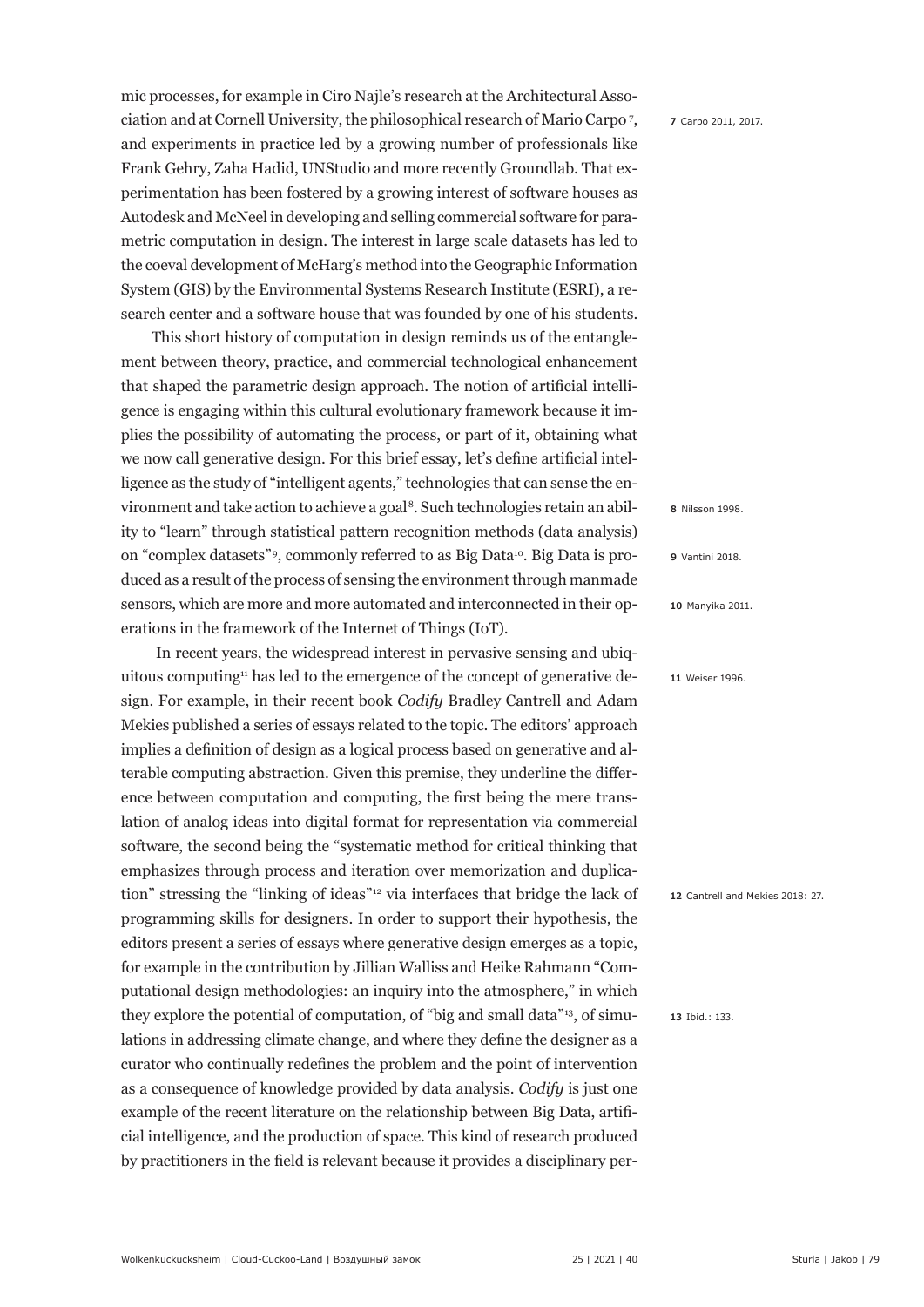mic processes, for example in Ciro Najle's research at the Architectural Association and at Cornell University, the philosophical research of Mario Carpo[7], and experiments in practice led by a growing number of professionals like Frank Gehry, Zaha Hadid, UNStudio and more recently Groundlab. That experimentation has been fostered by a growing interest of software houses as Autodesk and McNeel in developing and selling commercial software for parametric computation in design. The interest in large scale datasets has led to the coeval development of McHarg's method into the Geographic Information System (GIS) by the Environmental Systems Research Institute (ESRI), a research center and a software house that was founded by one of his students.

This short history of computation in design reminds us of the entanglement between theory, practice, and commercial technological enhancement that shaped the parametric design approach. The notion of artificial intelligence is engaging within this cultural evolutionary framework because it implies the possibility of automating the process, or part of it, obtaining what we now call generative design. For this brief essay, let's define artificial intelligence as the study of "intelligent agents," technologies that can sense the environment and take action to achieve a goal[8]. Such technologies retain an ability to "learn" through statistical pattern recognition methods (data analysis) on "complex datasets"[9], commonly referred to as Big Data[10]. Big Data is produced as a result of the process of sensing the environment through manmade sensors, which are more and more automated and interconnected in their operations in the framework of the Internet of Things (IoT).

In recent years, the widespread interest in pervasive sensing and ubiquitous computing[11] has led to the emergence of the concept of generative design. For example, in their recent book *Codify* Bradley Cantrell and Adam Mekies published a series of essays related to the topic. The editors' approach implies a definition of design as a logical process based on generative and alterable computing abstraction. Given this premise, they underline the difference between computation and computing, the first being the mere translation of analog ideas into digital format for representation via commercial software, the second being the "systematic method for critical thinking that emphasizes through process and iteration over memorization and duplication" stressing the "linking of ideas"[12] via interfaces that bridge the lack of programming skills for designers. In order to support their hypothesis, the editors present a series of essays where generative design emerges as a topic, for example in the contribution by Jillian Walliss and Heike Rahmann "Computational design methodologies: an inquiry into the atmosphere," in which they explore the potential of computation, of "big and small data"[13], of simulations in addressing climate change, and where they define the designer as a curator who continually redefines the problem and the point of intervention as a consequence of knowledge provided by data analysis. *Codify* is just one example of the recent literature on the relationship between Big Data, artificial intelligence, and the production of space. This kind of research produced by practitioners in the field is relevant because it provides a disciplinary per-

**7** Carpo 2011, 2017.

**8** Nilsson 1998.

**9** Vantini 2018.

**10** Manyika 2011.

**11** Weiser 1996.

**12** Cantrell and Mekies 2018: 27.

**13** Ibid.: 133.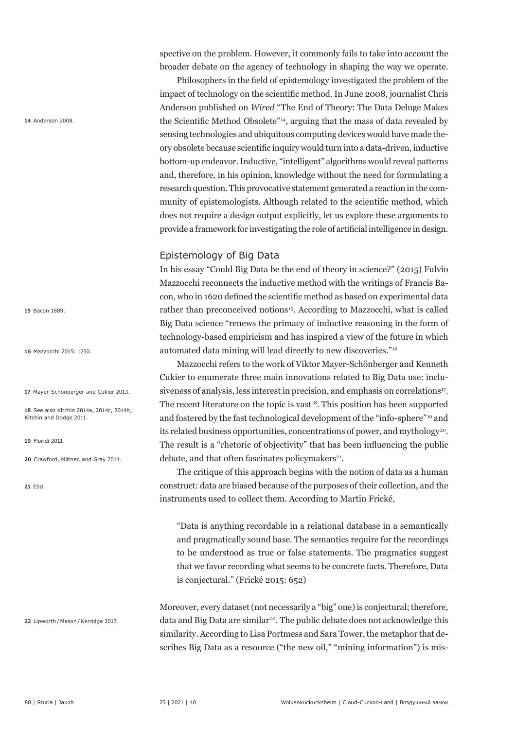spective on the problem. However, it commonly fails to take into account the broader debate on the agency of technology in shaping the way we operate.

Philosophers in the field of epistemology investigated the problem of the impact of technology on the scientific method. In June 2008, journalist Chris Anderson published on *Wired* "The End of Theory: The Data Deluge Makes the Scientific Method Obsolete"[14], arguing that the mass of data revealed by sensing technologies and ubiquitous computing devices would have made theory obsolete because scientific inquiry would turn into a data-driven, inductive bottom-up endeavor. Inductive, "intelligent" algorithms would reveal patterns and, therefore, in his opinion, knowledge without the need for formulating a research question. This provocative statement generated a reaction in the community of epistemologists. Although related to the scientific method, which does not require a design output explicitly, let us explore these arguments to provide a framework for investigating the role of artificial intelligence in design.

## Epistemology of Big Data

In his essay "Could Big Data be the end of theory in science?" (2015) Fulvio Mazzocchi reconnects the inductive method with the writings of Francis Bacon, who in 1620 defined the scientific method as based on experimental data rather than preconceived notions[15]. According to Mazzocchi, what is called Big Data science "renews the primacy of inductive reasoning in the form of technology-based empiricism and has inspired a view of the future in which automated data mining will lead directly to new discoveries."[16]

Mazzocchi refers to the work of Viktor Mayer-Schönberger and Kenneth Cukier to enumerate three main innovations related to Big Data use: inclusiveness of analysis, less interest in precision, and emphasis on correlations[17]. The recent literature on the topic is vast[18]. This position has been supported and fostered by the fast technological development of the "info-sphere"[19] and its related business opportunities, concentrations of power, and mythology[20]. The result is a "rhetoric of objectivity" that has been influencing the public debate, and that often fascinates policymakers[21].

The critique of this approach begins with the notion of data as a human construct: data are biased because of the purposes of their collection, and the instruments used to collect them. According to Martin Frické,

> "Data is anything recordable in a relational database in a semantically and pragmatically sound base. The semantics require for the recordings to be understood as true or false statements. The pragmatics suggest that we favor recording what seems to be concrete facts. Therefore, Data is conjectural." (Frické 2015: 652)

Moreover, every dataset (not necessarily a "big" one) is conjectural; therefore, data and Big Data are similar[22]. The public debate does not acknowledge this similarity. According to Lisa Portmess and Sara Tower, the metaphor that describes Big Data as a resource ("the new oil," "mining information") is mis-

14 Anderson 2008.

15 Bacon 1889.

16 Mazzocchi 2015: 1250.

17 Mayer-Schönberger and Cukier 2013.

18 See also Kitchin 2014a, 2014c, 2014b; Kitchin and Dodge 2011.

19 Floridi 2011.

20 Crawford, Miltner, and Gray 2014.

21 Ebd.

22 Lipworth / Mason / Kerridge 2017.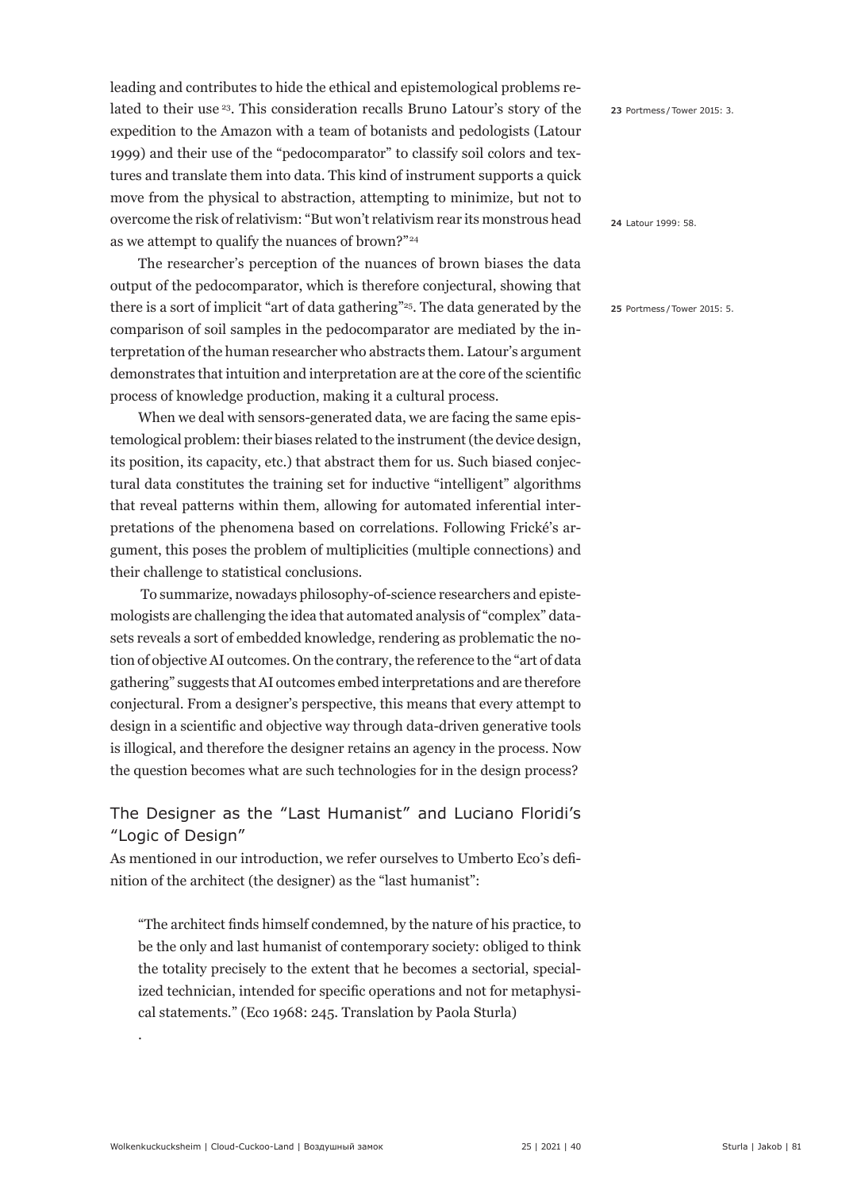leading and contributes to hide the ethical and epistemological problems related to their use [23]. This consideration recalls Bruno Latour's story of the expedition to the Amazon with a team of botanists and pedologists (Latour 1999) and their use of the "pedocomparator" to classify soil colors and textures and translate them into data. This kind of instrument supports a quick move from the physical to abstraction, attempting to minimize, but not to overcome the risk of relativism: "But won't relativism rear its monstrous head as we attempt to qualify the nuances of brown?"[24]

The researcher's perception of the nuances of brown biases the data output of the pedocomparator, which is therefore conjectural, showing that there is a sort of implicit "art of data gathering"[25]. The data generated by the comparison of soil samples in the pedocomparator are mediated by the interpretation of the human researcher who abstracts them. Latour's argument demonstrates that intuition and interpretation are at the core of the scientific process of knowledge production, making it a cultural process.

When we deal with sensors-generated data, we are facing the same epistemological problem: their biases related to the instrument (the device design, its position, its capacity, etc.) that abstract them for us. Such biased conjectural data constitutes the training set for inductive "intelligent" algorithms that reveal patterns within them, allowing for automated inferential interpretations of the phenomena based on correlations. Following Frické's argument, this poses the problem of multiplicities (multiple connections) and their challenge to statistical conclusions.

To summarize, nowadays philosophy-of-science researchers and epistemologists are challenging the idea that automated analysis of "complex" datasets reveals a sort of embedded knowledge, rendering as problematic the notion of objective AI outcomes. On the contrary, the reference to the "art of data gathering" suggests that AI outcomes embed interpretations and are therefore conjectural. From a designer's perspective, this means that every attempt to design in a scientific and objective way through data-driven generative tools is illogical, and therefore the designer retains an agency in the process. Now the question becomes what are such technologies for in the design process?

## The Designer as the "Last Humanist" and Luciano Floridi's "Logic of Design"

As mentioned in our introduction, we refer ourselves to Umberto Eco's definition of the architect (the designer) as the "last humanist":

> "The architect finds himself condemned, by the nature of his practice, to be the only and last humanist of contemporary society: obliged to think the totality precisely to the extent that he becomes a sectorial, specialized technician, intended for specific operations and not for metaphysical statements." (Eco 1968: 245. Translation by Paola Sturla)

.

23 Portmess / Tower 2015: 3.

24 Latour 1999: 58.

25 Portmess / Tower 2015: 5.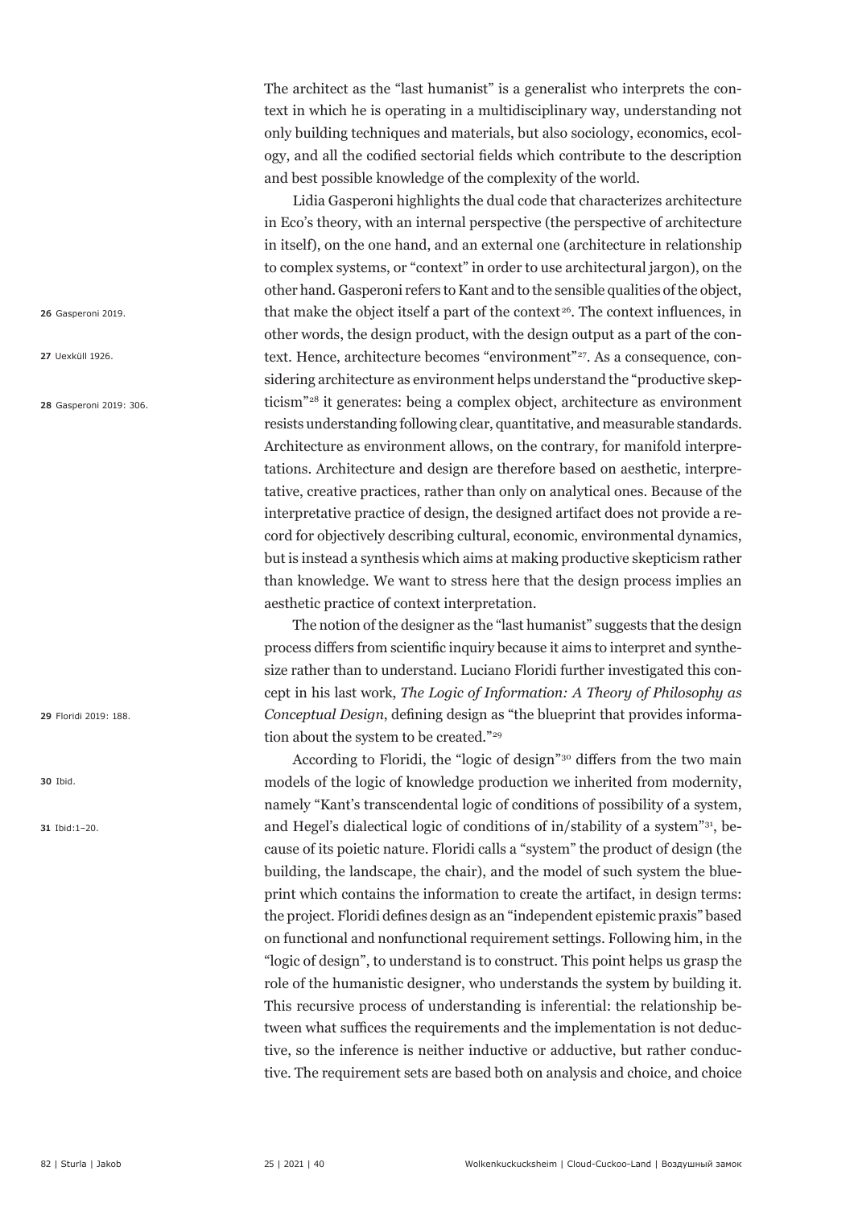The architect as the "last humanist" is a generalist who interprets the context in which he is operating in a multidisciplinary way, understanding not only building techniques and materials, but also sociology, economics, ecology, and all the codified sectorial fields which contribute to the description and best possible knowledge of the complexity of the world.

Lidia Gasperoni highlights the dual code that characterizes architecture in Eco's theory, with an internal perspective (the perspective of architecture in itself), on the one hand, and an external one (architecture in relationship to complex systems, or "context" in order to use architectural jargon), on the other hand. Gasperoni refers to Kant and to the sensible qualities of the object, that make the object itself a part of the context[26]. The context influences, in other words, the design product, with the design output as a part of the context. Hence, architecture becomes "environment"[27]. As a consequence, considering architecture as environment helps understand the "productive skepticism"[28] it generates: being a complex object, architecture as environment resists understanding following clear, quantitative, and measurable standards. Architecture as environment allows, on the contrary, for manifold interpretations. Architecture and design are therefore based on aesthetic, interpretative, creative practices, rather than only on analytical ones. Because of the interpretative practice of design, the designed artifact does not provide a record for objectively describing cultural, economic, environmental dynamics, but is instead a synthesis which aims at making productive skepticism rather than knowledge. We want to stress here that the design process implies an aesthetic practice of context interpretation.

The notion of the designer as the "last humanist" suggests that the design process differs from scientific inquiry because it aims to interpret and synthesize rather than to understand. Luciano Floridi further investigated this concept in his last work, *The Logic of Information: A Theory of Philosophy as Conceptual Design*, defining design as "the blueprint that provides information about the system to be created."[29]

According to Floridi, the "logic of design"[30] differs from the two main models of the logic of knowledge production we inherited from modernity, namely "Kant's transcendental logic of conditions of possibility of a system, and Hegel's dialectical logic of conditions of in/stability of a system"[31], because of its poietic nature. Floridi calls a "system" the product of design (the building, the landscape, the chair), and the model of such system the blueprint which contains the information to create the artifact, in design terms: the project. Floridi defines design as an "independent epistemic praxis" based on functional and nonfunctional requirement settings. Following him, in the "logic of design", to understand is to construct. This point helps us grasp the role of the humanistic designer, who understands the system by building it. This recursive process of understanding is inferential: the relationship between what suffices the requirements and the implementation is not deductive, so the inference is neither inductive or adductive, but rather conductive. The requirement sets are based both on analysis and choice, and choice

---

26 Gasperoni 2019.

27 Uexküll 1926.

28 Gasperoni 2019: 306.

29 Floridi 2019: 188.

30 Ibid.

31 Ibid:1–20.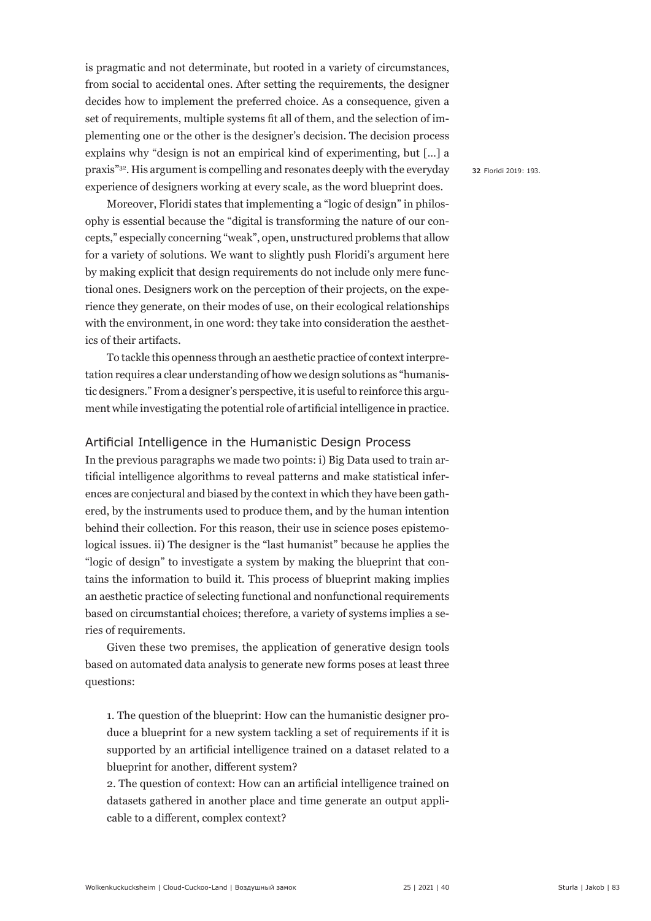is pragmatic and not determinate, but rooted in a variety of circumstances, from social to accidental ones. After setting the requirements, the designer decides how to implement the preferred choice. As a consequence, given a set of requirements, multiple systems fit all of them, and the selection of implementing one or the other is the designer's decision. The decision process explains why "design is not an empirical kind of experimenting, but […] a praxis"[32]. His argument is compelling and resonates deeply with the everyday experience of designers working at every scale, as the word blueprint does.

32 Floridi 2019: 193.

Moreover, Floridi states that implementing a "logic of design" in philosophy is essential because the "digital is transforming the nature of our concepts," especially concerning "weak", open, unstructured problems that allow for a variety of solutions. We want to slightly push Floridi's argument here by making explicit that design requirements do not include only mere functional ones. Designers work on the perception of their projects, on the experience they generate, on their modes of use, on their ecological relationships with the environment, in one word: they take into consideration the aesthetics of their artifacts.

To tackle this openness through an aesthetic practice of context interpretation requires a clear understanding of how we design solutions as "humanistic designers." From a designer's perspective, it is useful to reinforce this argument while investigating the potential role of artificial intelligence in practice.

## Artificial Intelligence in the Humanistic Design Process

In the previous paragraphs we made two points: i) Big Data used to train artificial intelligence algorithms to reveal patterns and make statistical inferences are conjectural and biased by the context in which they have been gathered, by the instruments used to produce them, and by the human intention behind their collection. For this reason, their use in science poses epistemological issues. ii) The designer is the "last humanist" because he applies the "logic of design" to investigate a system by making the blueprint that contains the information to build it. This process of blueprint making implies an aesthetic practice of selecting functional and nonfunctional requirements based on circumstantial choices; therefore, a variety of systems implies a series of requirements.

Given these two premises, the application of generative design tools based on automated data analysis to generate new forms poses at least three questions:

1. The question of the blueprint: How can the humanistic designer produce a blueprint for a new system tackling a set of requirements if it is supported by an artificial intelligence trained on a dataset related to a blueprint for another, different system?
2. The question of context: How can an artificial intelligence trained on datasets gathered in another place and time generate an output applicable to a different, complex context?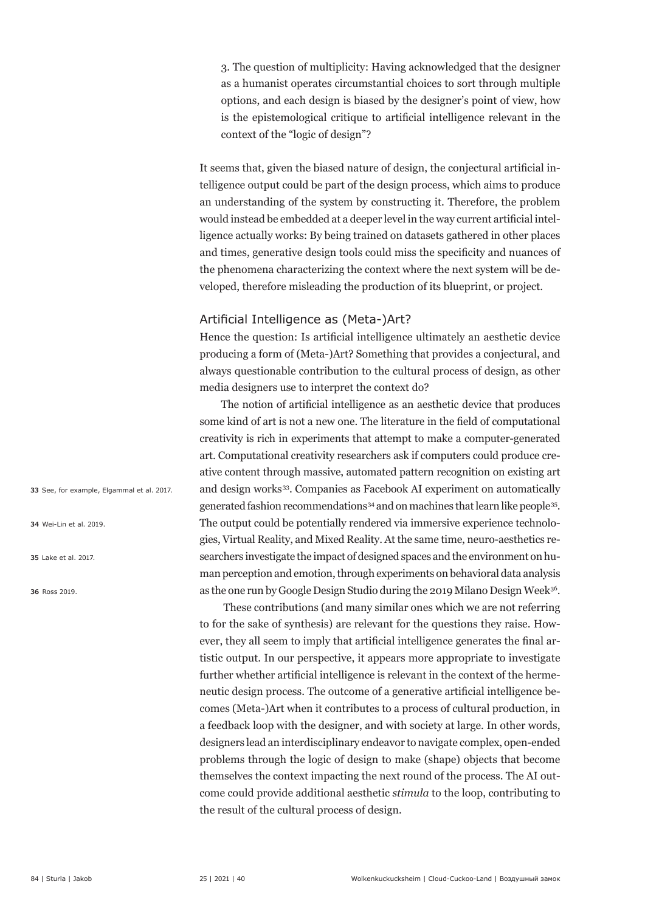3. The question of multiplicity: Having acknowledged that the designer as a humanist operates circumstantial choices to sort through multiple options, and each design is biased by the designer's point of view, how is the epistemological critique to artificial intelligence relevant in the context of the "logic of design"?

It seems that, given the biased nature of design, the conjectural artificial intelligence output could be part of the design process, which aims to produce an understanding of the system by constructing it. Therefore, the problem would instead be embedded at a deeper level in the way current artificial intelligence actually works: By being trained on datasets gathered in other places and times, generative design tools could miss the specificity and nuances of the phenomena characterizing the context where the next system will be developed, therefore misleading the production of its blueprint, or project.

## Artificial Intelligence as (Meta-)Art?

Hence the question: Is artificial intelligence ultimately an aesthetic device producing a form of (Meta-)Art? Something that provides a conjectural, and always questionable contribution to the cultural process of design, as other media designers use to interpret the context do?

The notion of artificial intelligence as an aesthetic device that produces some kind of art is not a new one. The literature in the field of computational creativity is rich in experiments that attempt to make a computer-generated art. Computational creativity researchers ask if computers could produce creative content through massive, automated pattern recognition on existing art and design works[33]. Companies as Facebook AI experiment on automatically generated fashion recommendations[34] and on machines that learn like people[35]. The output could be potentially rendered via immersive experience technologies, Virtual Reality, and Mixed Reality. At the same time, neuro-aesthetics researchers investigate the impact of designed spaces and the environment on human perception and emotion, through experiments on behavioral data analysis as the one run by Google Design Studio during the 2019 Milano Design Week[36].

These contributions (and many similar ones which we are not referring to for the sake of synthesis) are relevant for the questions they raise. However, they all seem to imply that artificial intelligence generates the final artistic output. In our perspective, it appears more appropriate to investigate further whether artificial intelligence is relevant in the context of the hermeneutic design process. The outcome of a generative artificial intelligence becomes (Meta-)Art when it contributes to a process of cultural production, in a feedback loop with the designer, and with society at large. In other words, designers lead an interdisciplinary endeavor to navigate complex, open-ended problems through the logic of design to make (shape) objects that become themselves the context impacting the next round of the process. The AI outcome could provide additional aesthetic *stimula* to the loop, contributing to the result of the cultural process of design.

**33** See, for example, Elgammal et al. 2017.

**34** Wei-Lin et al. 2019.

**35** Lake et al. 2017.

**36** Ross 2019.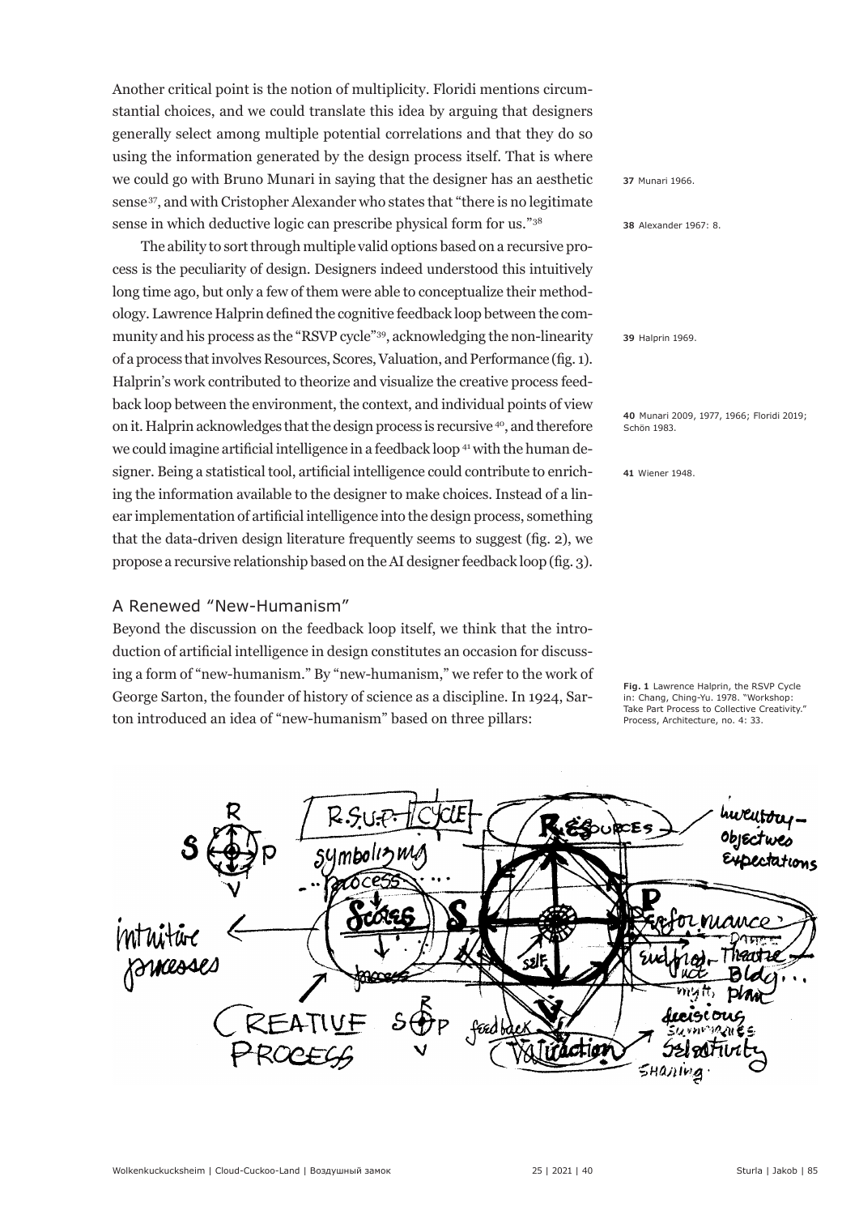Another critical point is the notion of multiplicity. Floridi mentions circumstantial choices, and we could translate this idea by arguing that designers generally select among multiple potential correlations and that they do so using the information generated by the design process itself. That is where we could go with Bruno Munari in saying that the designer has an aesthetic sense[37], and with Cristopher Alexander who states that "there is no legitimate sense in which deductive logic can prescribe physical form for us."[38]

The ability to sort through multiple valid options based on a recursive process is the peculiarity of design. Designers indeed understood this intuitively long time ago, but only a few of them were able to conceptualize their methodology. Lawrence Halprin defined the cognitive feedback loop between the community and his process as the "RSVP cycle"[39], acknowledging the non-linearity of a process that involves Resources, Scores, Valuation, and Performance (fig. 1). Halprin's work contributed to theorize and visualize the creative process feedback loop between the environment, the context, and individual points of view on it. Halprin acknowledges that the design process is recursive[40], and therefore we could imagine artificial intelligence in a feedback loop[41] with the human designer. Being a statistical tool, artificial intelligence could contribute to enriching the information available to the designer to make choices. Instead of a linear implementation of artificial intelligence into the design process, something that the data-driven design literature frequently seems to suggest (fig. 2), we propose a recursive relationship based on the AI designer feedback loop (fig. 3).

37 Munari 1966.

38 Alexander 1967: 8.

39 Halprin 1969.

40 Munari 2009, 1977, 1966; Floridi 2019; Schön 1983.

41 Wiener 1948.

## A Renewed "New-Humanism"

Beyond the discussion on the feedback loop itself, we think that the introduction of artificial intelligence in design constitutes an occasion for discussing a form of "new-humanism." By "new-humanism," we refer to the work of George Sarton, the founder of history of science as a discipline. In 1924, Sarton introduced an idea of "new-humanism" based on three pillars:

**Fig. 1** Lawrence Halprin, the RSVP Cycle in: Chang, Ching-Yu. 1978. "Workshop: Take Part Process to Collective Creativity." Process, Architecture, no. 4: 33.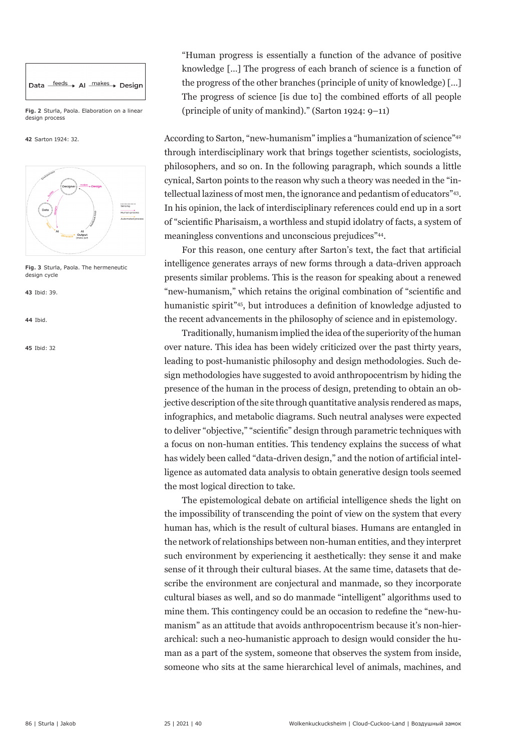> "Human progress is essentially a function of the advance of positive knowledge [...] The progress of each branch of science is a function of the progress of the other branches (principle of unity of knowledge) [...] The progress of science [is due to] the combined efforts of all people (principle of unity of mankind)." (Sarton 1924: 9–11)

Fig. 2 Sturla, Paola. Elaboration on a linear design process

According to Sarton, "new-humanism" implies a "humanization of science"[42] through interdisciplinary work that brings together scientists, sociologists, philosophers, and so on. In the following paragraph, which sounds a little cynical, Sarton points to the reason why such a theory was needed in the "intellectual laziness of most men, the ignorance and pedantism of educators"[43]. In his opinion, the lack of interdisciplinary references could end up in a sort of "scientific Pharisaism, a worthless and stupid idolatry of facts, a system of meaningless conventions and unconscious prejudices"[44].

Fig. 3 Sturla, Paola. The hermeneutic design cycle

For this reason, one century after Sarton's text, the fact that artificial intelligence generates arrays of new forms through a data-driven approach presents similar problems. This is the reason for speaking about a renewed "new-humanism," which retains the original combination of "scientific and humanistic spirit"[45], but introduces a definition of knowledge adjusted to the recent advancements in the philosophy of science and in epistemology.

Traditionally, humanism implied the idea of the superiority of the human over nature. This idea has been widely criticized over the past thirty years, leading to post-humanistic philosophy and design methodologies. Such design methodologies have suggested to avoid anthropocentrism by hiding the presence of the human in the process of design, pretending to obtain an objective description of the site through quantitative analysis rendered as maps, infographics, and metabolic diagrams. Such neutral analyses were expected to deliver "objective," "scientific" design through parametric techniques with a focus on non-human entities. This tendency explains the success of what has widely been called "data-driven design," and the notion of artificial intelligence as automated data analysis to obtain generative design tools seemed the most logical direction to take.

The epistemological debate on artificial intelligence sheds the light on the impossibility of transcending the point of view on the system that every human has, which is the result of cultural biases. Humans are entangled in the network of relationships between non-human entities, and they interpret such environment by experiencing it aesthetically: they sense it and make sense of it through their cultural biases. At the same time, datasets that describe the environment are conjectural and manmade, so they incorporate cultural biases as well, and so do manmade "intelligent" algorithms used to mine them. This contingency could be an occasion to redefine the "new-humanism" as an attitude that avoids anthropocentrism because it's non-hierarchical: such a neo-humanistic approach to design would consider the human as a part of the system, someone that observes the system from inside, someone who sits at the same hierarchical level of animals, machines, and

42 Sarton 1924: 32.

43 Ibid: 39.

44 Ibid.

45 Ibid: 32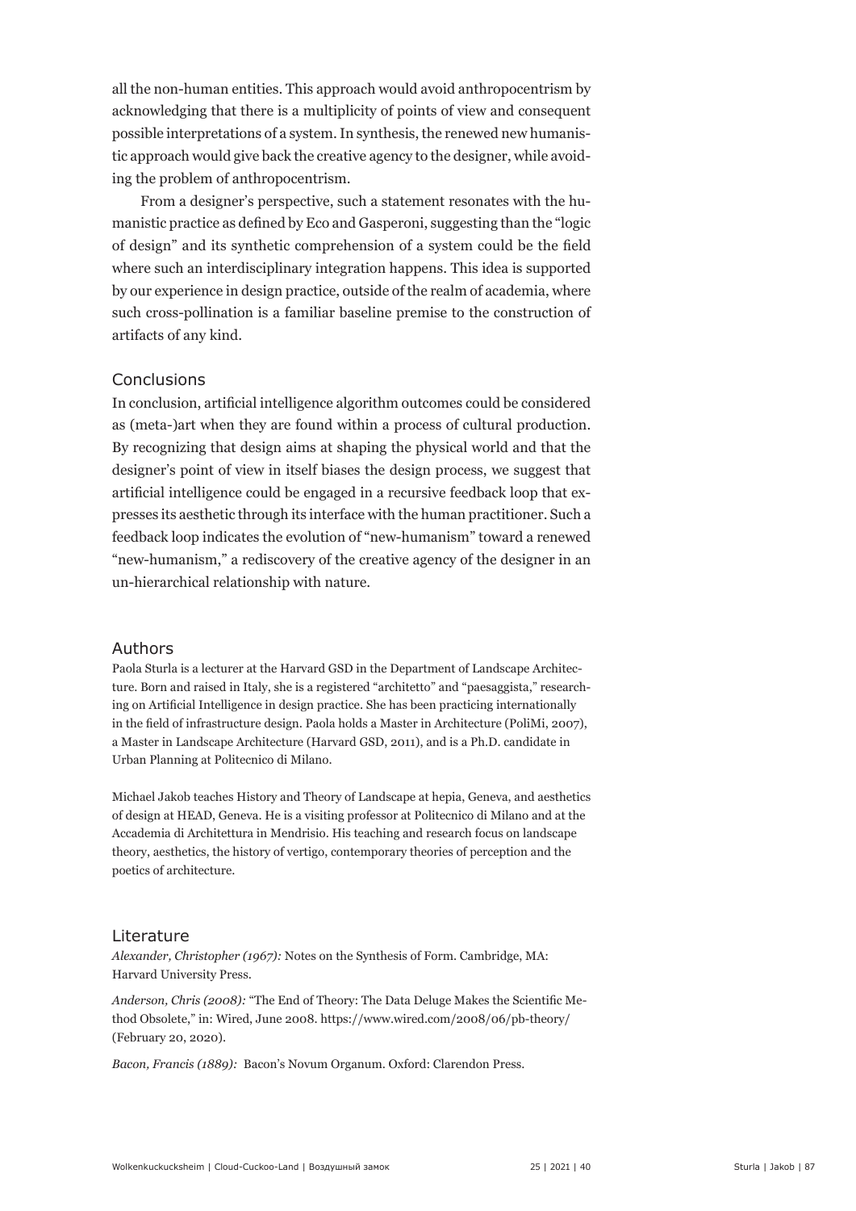all the non-human entities. This approach would avoid anthropocentrism by acknowledging that there is a multiplicity of points of view and consequent possible interpretations of a system. In synthesis, the renewed new humanistic approach would give back the creative agency to the designer, while avoiding the problem of anthropocentrism.

From a designer's perspective, such a statement resonates with the humanistic practice as defined by Eco and Gasperoni, suggesting than the "logic of design" and its synthetic comprehension of a system could be the field where such an interdisciplinary integration happens. This idea is supported by our experience in design practice, outside of the realm of academia, where such cross-pollination is a familiar baseline premise to the construction of artifacts of any kind.

## Conclusions

In conclusion, artificial intelligence algorithm outcomes could be considered as (meta-)art when they are found within a process of cultural production. By recognizing that design aims at shaping the physical world and that the designer's point of view in itself biases the design process, we suggest that artificial intelligence could be engaged in a recursive feedback loop that expresses its aesthetic through its interface with the human practitioner. Such a feedback loop indicates the evolution of "new-humanism" toward a renewed "new-humanism," a rediscovery of the creative agency of the designer in an un-hierarchical relationship with nature.

## Authors

Paola Sturla is a lecturer at the Harvard GSD in the Department of Landscape Architecture. Born and raised in Italy, she is a registered "architetto" and "paesaggista," researching on Artificial Intelligence in design practice. She has been practicing internationally in the field of infrastructure design. Paola holds a Master in Architecture (PoliMi, 2007), a Master in Landscape Architecture (Harvard GSD, 2011), and is a Ph.D. candidate in Urban Planning at Politecnico di Milano.

Michael Jakob teaches History and Theory of Landscape at hepia, Geneva, and aesthetics of design at HEAD, Geneva. He is a visiting professor at Politecnico di Milano and at the Accademia di Architettura in Mendrisio. His teaching and research focus on landscape theory, aesthetics, the history of vertigo, contemporary theories of perception and the poetics of architecture.

## Literature

*Alexander, Christopher (1967):* Notes on the Synthesis of Form. Cambridge, MA: Harvard University Press.

*Anderson, Chris (2008):* "The End of Theory: The Data Deluge Makes the Scientific Method Obsolete," in: Wired, June 2008. https://www.wired.com/2008/06/pb-theory/ (February 20, 2020).

*Bacon, Francis (1889):* Bacon's Novum Organum. Oxford: Clarendon Press.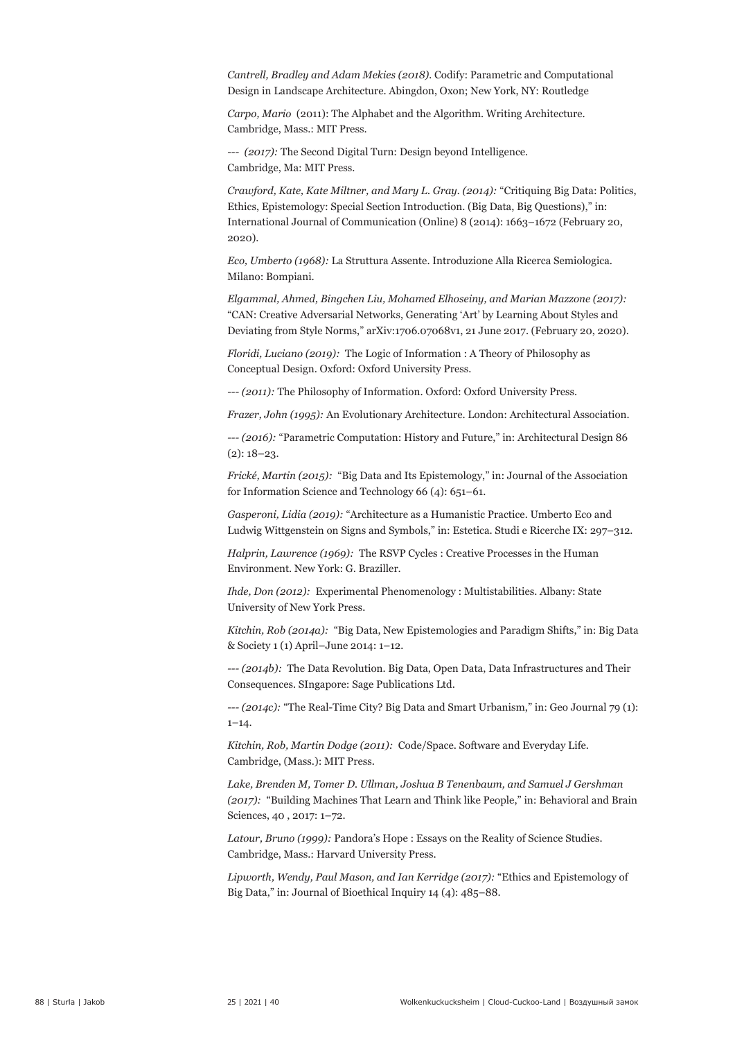*Cantrell, Bradley and Adam Mekies (2018).* Codify: Parametric and Computational Design in Landscape Architecture. Abingdon, Oxon; New York, NY: Routledge

*Carpo, Mario* (2011): The Alphabet and the Algorithm. Writing Architecture. Cambridge, Mass.: MIT Press.

--- *(2017):* The Second Digital Turn: Design beyond Intelligence. Cambridge, Ma: MIT Press.

*Crawford, Kate, Kate Miltner, and Mary L. Gray. (2014):* "Critiquing Big Data: Politics, Ethics, Epistemology: Special Section Introduction. (Big Data, Big Questions)," in: International Journal of Communication (Online) 8 (2014): 1663–1672 (February 20, 2020).

*Eco, Umberto (1968):* La Struttura Assente. Introduzione Alla Ricerca Semiologica. Milano: Bompiani.

*Elgammal, Ahmed, Bingchen Liu, Mohamed Elhoseiny, and Marian Mazzone (2017):* "CAN: Creative Adversarial Networks, Generating 'Art' by Learning About Styles and Deviating from Style Norms," arXiv:1706.07068v1, 21 June 2017. (February 20, 2020).

*Floridi, Luciano (2019):* The Logic of Information : A Theory of Philosophy as Conceptual Design. Oxford: Oxford University Press.

--- *(2011):* The Philosophy of Information. Oxford: Oxford University Press.

*Frazer, John (1995):* An Evolutionary Architecture. London: Architectural Association.

--- *(2016):* "Parametric Computation: History and Future," in: Architectural Design 86 (2): 18–23.

*Frické, Martin (2015):* "Big Data and Its Epistemology," in: Journal of the Association for Information Science and Technology 66 (4): 651–61.

*Gasperoni, Lidia (2019):* "Architecture as a Humanistic Practice. Umberto Eco and Ludwig Wittgenstein on Signs and Symbols," in: Estetica. Studi e Ricerche IX: 297–312.

*Halprin, Lawrence (1969):* The RSVP Cycles : Creative Processes in the Human Environment. New York: G. Braziller.

*Ihde, Don (2012):* Experimental Phenomenology : Multistabilities. Albany: State University of New York Press.

*Kitchin, Rob (2014a):* "Big Data, New Epistemologies and Paradigm Shifts," in: Big Data & Society 1 (1) April–June 2014: 1–12.

--- *(2014b):* The Data Revolution. Big Data, Open Data, Data Infrastructures and Their Consequences. SIngapore: Sage Publications Ltd.

--- *(2014c):* "The Real-Time City? Big Data and Smart Urbanism," in: Geo Journal 79 (1): 1–14.

*Kitchin, Rob, Martin Dodge (2011):* Code/Space. Software and Everyday Life. Cambridge, (Mass.): MIT Press.

*Lake, Brenden M, Tomer D. Ullman, Joshua B Tenenbaum, and Samuel J Gershman (2017):* "Building Machines That Learn and Think like People," in: Behavioral and Brain Sciences, 40 , 2017: 1–72.

*Latour, Bruno (1999):* Pandora's Hope : Essays on the Reality of Science Studies. Cambridge, Mass.: Harvard University Press.

*Lipworth, Wendy, Paul Mason, and Ian Kerridge (2017):* "Ethics and Epistemology of Big Data," in: Journal of Bioethical Inquiry 14 (4): 485–88.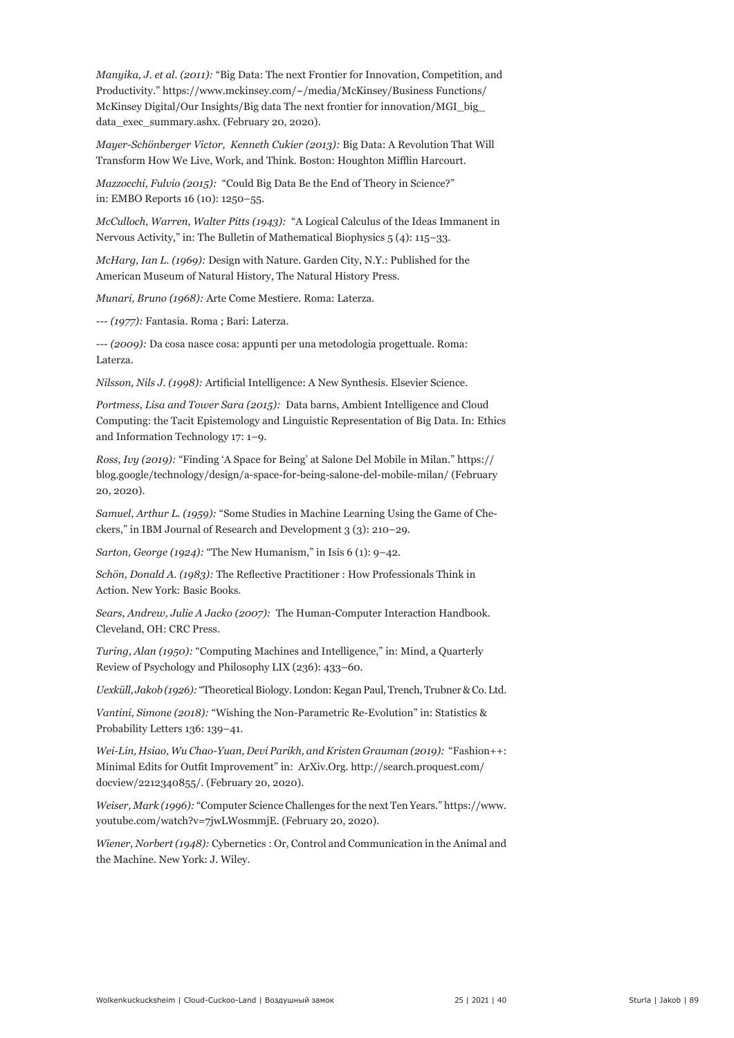*Manyika, J. et al. (2011):* “Big Data: The next Frontier for Innovation, Competition, and Productivity.” https://www.mckinsey.com/~/media/McKinsey/Business Functions/McKinsey Digital/Our Insights/Big data The next frontier for innovation/MGI_big_data_exec_summary.ashx. (February 20, 2020).

*Mayer-Schönberger Victor, Kenneth Cukier (2013):* Big Data: A Revolution That Will Transform How We Live, Work, and Think. Boston: Houghton Mifflin Harcourt.

*Mazzocchi, Fulvio (2015):* “Could Big Data Be the End of Theory in Science?” in: EMBO Reports 16 (10): 1250–55.

*McCulloch, Warren, Walter Pitts (1943):* “A Logical Calculus of the Ideas Immanent in Nervous Activity,” in: The Bulletin of Mathematical Biophysics 5 (4): 115–33.

*McHarg, Ian L. (1969):* Design with Nature. Garden City, N.Y.: Published for the American Museum of Natural History, The Natural History Press.

*Munari, Bruno (1968):* Arte Come Mestiere. Roma: Laterza.

--- *(1977):* Fantasia. Roma ; Bari: Laterza.

--- *(2009):* Da cosa nasce cosa: appunti per una metodologia progettuale. Roma: Laterza.

*Nilsson, Nils J. (1998):* Artificial Intelligence: A New Synthesis. Elsevier Science.

*Portmess, Lisa and Tower Sara (2015):* Data barns, Ambient Intelligence and Cloud Computing: the Tacit Epistemology and Linguistic Representation of Big Data. In: Ethics and Information Technology 17: 1–9.

*Ross, Ivy (2019):* “Finding ‘A Space for Being’ at Salone Del Mobile in Milan.” https://blog.google/technology/design/a-space-for-being-salone-del-mobile-milan/ (February 20, 2020).

*Samuel, Arthur L. (1959):* “Some Studies in Machine Learning Using the Game of Checkers,” in IBM Journal of Research and Development 3 (3): 210–29.

*Sarton, George (1924):* “The New Humanism,” in Isis 6 (1): 9–42.

*Schön, Donald A. (1983):* The Reflective Practitioner : How Professionals Think in Action. New York: Basic Books.

*Sears, Andrew, Julie A Jacko (2007):* The Human-Computer Interaction Handbook. Cleveland, OH: CRC Press.

*Turing, Alan (1950):* “Computing Machines and Intelligence,” in: Mind, a Quarterly Review of Psychology and Philosophy LIX (236): 433–60.

*Uexküll, Jakob (1926):* “Theoretical Biology. London: Kegan Paul, Trench, Trubner & Co. Ltd.

*Vantini, Simone (2018):* “Wishing the Non-Parametric Re-Evolution” in: Statistics & Probability Letters 136: 139–41.

*Wei-Lin, Hsiao, Wu Chao-Yuan, Devi Parikh, and Kristen Grauman (2019):* “Fashion++: Minimal Edits for Outfit Improvement” in: ArXiv.Org. http://search.proquest.com/docview/2212340855/. (February 20, 2020).

*Weiser, Mark (1996):* “Computer Science Challenges for the next Ten Years.” https://www.youtube.com/watch?v=7jwLWosmmjE. (February 20, 2020).

*Wiener, Norbert (1948):* Cybernetics : Or, Control and Communication in the Animal and the Machine. New York: J. Wiley.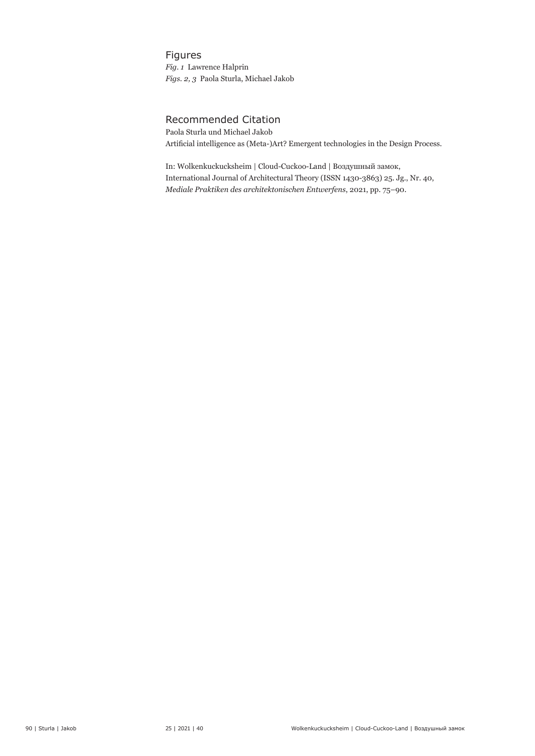## Figures

*Fig. 1* Lawrence Halprin
*Figs. 2, 3* Paola Sturla, Michael Jakob

## Recommended Citation

Paola Sturla und Michael Jakob
Artificial intelligence as (Meta-)Art? Emergent technologies in the Design Process.

In: Wolkenkuckucksheim | Cloud-Cuckoo-Land | Воздушный замок,
International Journal of Architectural Theory (ISSN 1430-3863) 25. Jg., Nr. 40,
*Mediale Praktiken des architektonischen Entwerfens*, 2021, pp. 75–90.